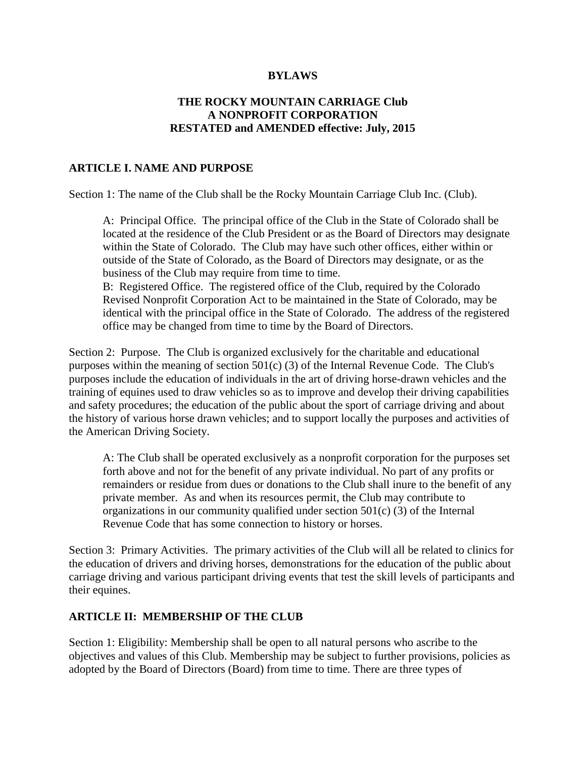# BYLAWS

## THE ROCKY MOUNTAIN CARRIAGE Club
## A NONPROFIT CORPORATION
## RESTATED and AMENDED effective: July, 2015

### ARTICLE I. NAME AND PURPOSE

Section 1: The name of the Club shall be the Rocky Mountain Carriage Club Inc. (Club).

> A: Principal Office. The principal office of the Club in the State of Colorado shall be located at the residence of the Club President or as the Board of Directors may designate within the State of Colorado. The Club may have such other offices, either within or outside of the State of Colorado, as the Board of Directors may designate, or as the business of the Club may require from time to time.
> B: Registered Office. The registered office of the Club, required by the Colorado Revised Nonprofit Corporation Act to be maintained in the State of Colorado, may be identical with the principal office in the State of Colorado. The address of the registered office may be changed from time to time by the Board of Directors.

Section 2: Purpose. The Club is organized exclusively for the charitable and educational purposes within the meaning of section 501(c) (3) of the Internal Revenue Code. The Club's purposes include the education of individuals in the art of driving horse-drawn vehicles and the training of equines used to draw vehicles so as to improve and develop their driving capabilities and safety procedures; the education of the public about the sport of carriage driving and about the history of various horse drawn vehicles; and to support locally the purposes and activities of the American Driving Society.

> A: The Club shall be operated exclusively as a nonprofit corporation for the purposes set forth above and not for the benefit of any private individual. No part of any profits or remainders or residue from dues or donations to the Club shall inure to the benefit of any private member. As and when its resources permit, the Club may contribute to organizations in our community qualified under section 501(c) (3) of the Internal Revenue Code that has some connection to history or horses.

Section 3: Primary Activities. The primary activities of the Club will all be related to clinics for the education of drivers and driving horses, demonstrations for the education of the public about carriage driving and various participant driving events that test the skill levels of participants and their equines.

### ARTICLE II: MEMBERSHIP OF THE CLUB

Section 1: Eligibility: Membership shall be open to all natural persons who ascribe to the objectives and values of this Club. Membership may be subject to further provisions, policies as adopted by the Board of Directors (Board) from time to time. There are three types of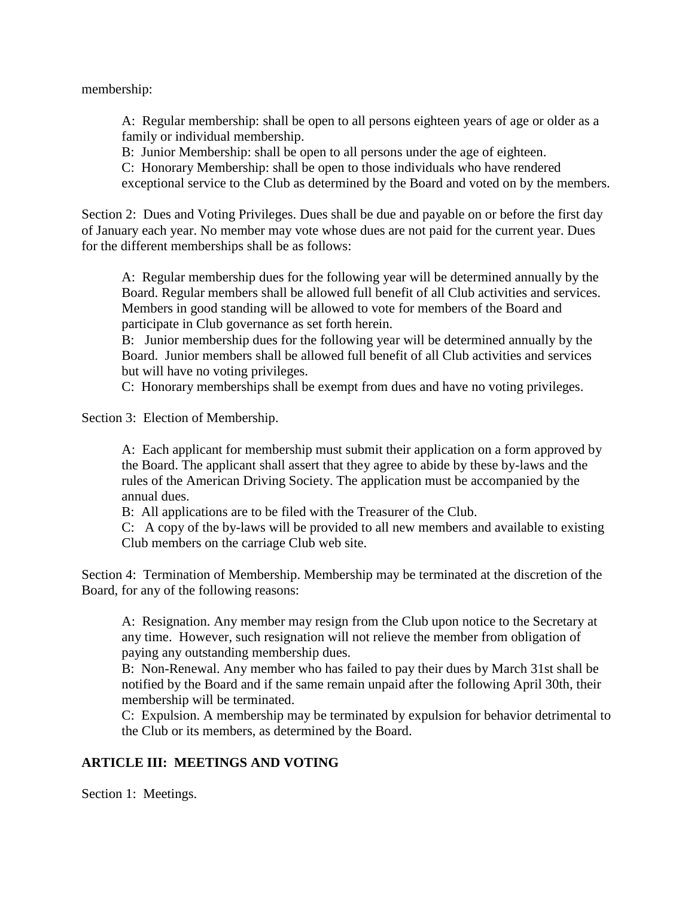membership:

A: Regular membership: shall be open to all persons eighteen years of age or older as a family or individual membership.
B: Junior Membership: shall be open to all persons under the age of eighteen.
C: Honorary Membership: shall be open to those individuals who have rendered exceptional service to the Club as determined by the Board and voted on by the members.

Section 2: Dues and Voting Privileges. Dues shall be due and payable on or before the first day of January each year. No member may vote whose dues are not paid for the current year. Dues for the different memberships shall be as follows:

A: Regular membership dues for the following year will be determined annually by the Board. Regular members shall be allowed full benefit of all Club activities and services. Members in good standing will be allowed to vote for members of the Board and participate in Club governance as set forth herein.
B: Junior membership dues for the following year will be determined annually by the Board. Junior members shall be allowed full benefit of all Club activities and services but will have no voting privileges.
C: Honorary memberships shall be exempt from dues and have no voting privileges.

Section 3: Election of Membership.

A: Each applicant for membership must submit their application on a form approved by the Board. The applicant shall assert that they agree to abide by these by-laws and the rules of the American Driving Society. The application must be accompanied by the annual dues.
B: All applications are to be filed with the Treasurer of the Club.
C: A copy of the by-laws will be provided to all new members and available to existing Club members on the carriage Club web site.

Section 4: Termination of Membership. Membership may be terminated at the discretion of the Board, for any of the following reasons:

A: Resignation. Any member may resign from the Club upon notice to the Secretary at any time. However, such resignation will not relieve the member from obligation of paying any outstanding membership dues.
B: Non-Renewal. Any member who has failed to pay their dues by March 31st shall be notified by the Board and if the same remain unpaid after the following April 30th, their membership will be terminated.
C: Expulsion. A membership may be terminated by expulsion for behavior detrimental to the Club or its members, as determined by the Board.

## ARTICLE III: MEETINGS AND VOTING

Section 1: Meetings.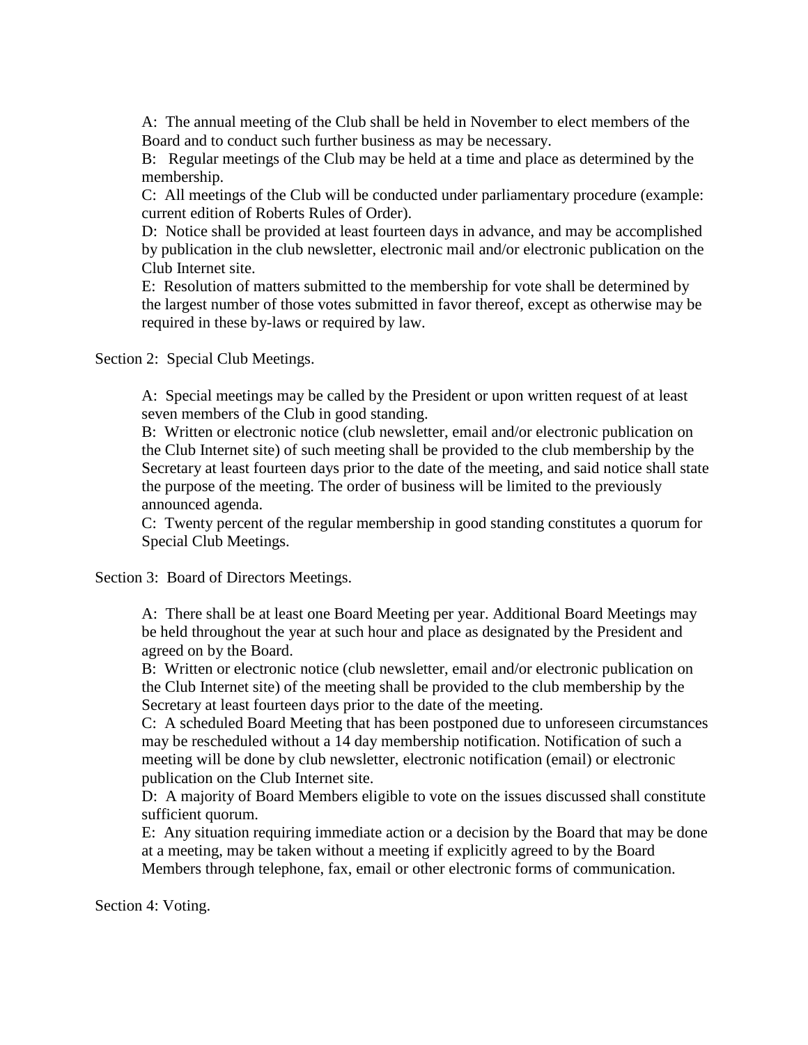A: The annual meeting of the Club shall be held in November to elect members of the Board and to conduct such further business as may be necessary.

B: Regular meetings of the Club may be held at a time and place as determined by the membership.

C: All meetings of the Club will be conducted under parliamentary procedure (example: current edition of Roberts Rules of Order).

D: Notice shall be provided at least fourteen days in advance, and may be accomplished by publication in the club newsletter, electronic mail and/or electronic publication on the Club Internet site.

E: Resolution of matters submitted to the membership for vote shall be determined by the largest number of those votes submitted in favor thereof, except as otherwise may be required in these by-laws or required by law.

Section 2: Special Club Meetings.

A: Special meetings may be called by the President or upon written request of at least seven members of the Club in good standing.

B: Written or electronic notice (club newsletter, email and/or electronic publication on the Club Internet site) of such meeting shall be provided to the club membership by the Secretary at least fourteen days prior to the date of the meeting, and said notice shall state the purpose of the meeting. The order of business will be limited to the previously announced agenda.

C: Twenty percent of the regular membership in good standing constitutes a quorum for Special Club Meetings.

Section 3: Board of Directors Meetings.

A: There shall be at least one Board Meeting per year. Additional Board Meetings may be held throughout the year at such hour and place as designated by the President and agreed on by the Board.

B: Written or electronic notice (club newsletter, email and/or electronic publication on the Club Internet site) of the meeting shall be provided to the club membership by the Secretary at least fourteen days prior to the date of the meeting.

C: A scheduled Board Meeting that has been postponed due to unforeseen circumstances may be rescheduled without a 14 day membership notification. Notification of such a meeting will be done by club newsletter, electronic notification (email) or electronic publication on the Club Internet site.

D: A majority of Board Members eligible to vote on the issues discussed shall constitute sufficient quorum.

E: Any situation requiring immediate action or a decision by the Board that may be done at a meeting, may be taken without a meeting if explicitly agreed to by the Board Members through telephone, fax, email or other electronic forms of communication.

Section 4: Voting.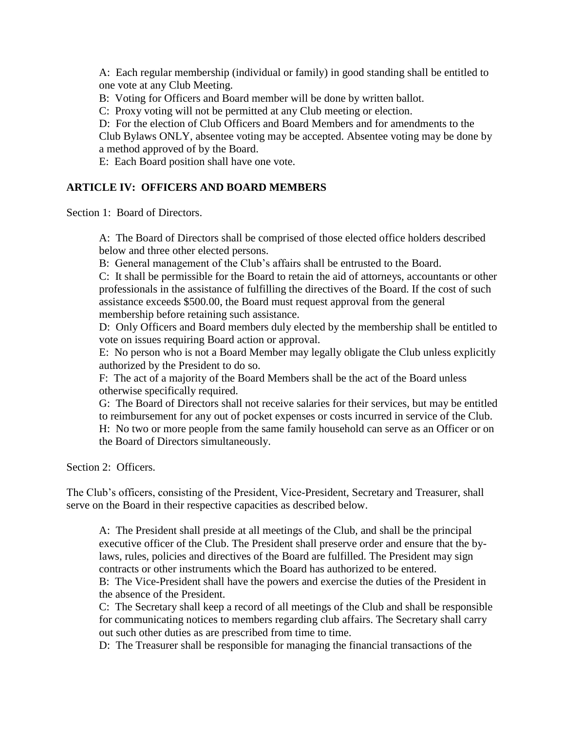A: Each regular membership (individual or family) in good standing shall be entitled to one vote at any Club Meeting.

B: Voting for Officers and Board member will be done by written ballot.

C: Proxy voting will not be permitted at any Club meeting or election.

D: For the election of Club Officers and Board Members and for amendments to the Club Bylaws ONLY, absentee voting may be accepted. Absentee voting may be done by a method approved of by the Board.

E: Each Board position shall have one vote.

## ARTICLE IV: OFFICERS AND BOARD MEMBERS

Section 1: Board of Directors.

A: The Board of Directors shall be comprised of those elected office holders described below and three other elected persons.

B: General management of the Club's affairs shall be entrusted to the Board.

C: It shall be permissible for the Board to retain the aid of attorneys, accountants or other professionals in the assistance of fulfilling the directives of the Board. If the cost of such assistance exceeds $500.00, the Board must request approval from the general membership before retaining such assistance.

D: Only Officers and Board members duly elected by the membership shall be entitled to vote on issues requiring Board action or approval.

E: No person who is not a Board Member may legally obligate the Club unless explicitly authorized by the President to do so.

F: The act of a majority of the Board Members shall be the act of the Board unless otherwise specifically required.

G: The Board of Directors shall not receive salaries for their services, but may be entitled to reimbursement for any out of pocket expenses or costs incurred in service of the Club.

H: No two or more people from the same family household can serve as an Officer or on the Board of Directors simultaneously.

Section 2: Officers.

The Club's officers, consisting of the President, Vice-President, Secretary and Treasurer, shall serve on the Board in their respective capacities as described below.

A: The President shall preside at all meetings of the Club, and shall be the principal executive officer of the Club. The President shall preserve order and ensure that the by-laws, rules, policies and directives of the Board are fulfilled. The President may sign contracts or other instruments which the Board has authorized to be entered.

B: The Vice-President shall have the powers and exercise the duties of the President in the absence of the President.

C: The Secretary shall keep a record of all meetings of the Club and shall be responsible for communicating notices to members regarding club affairs. The Secretary shall carry out such other duties as are prescribed from time to time.

D: The Treasurer shall be responsible for managing the financial transactions of the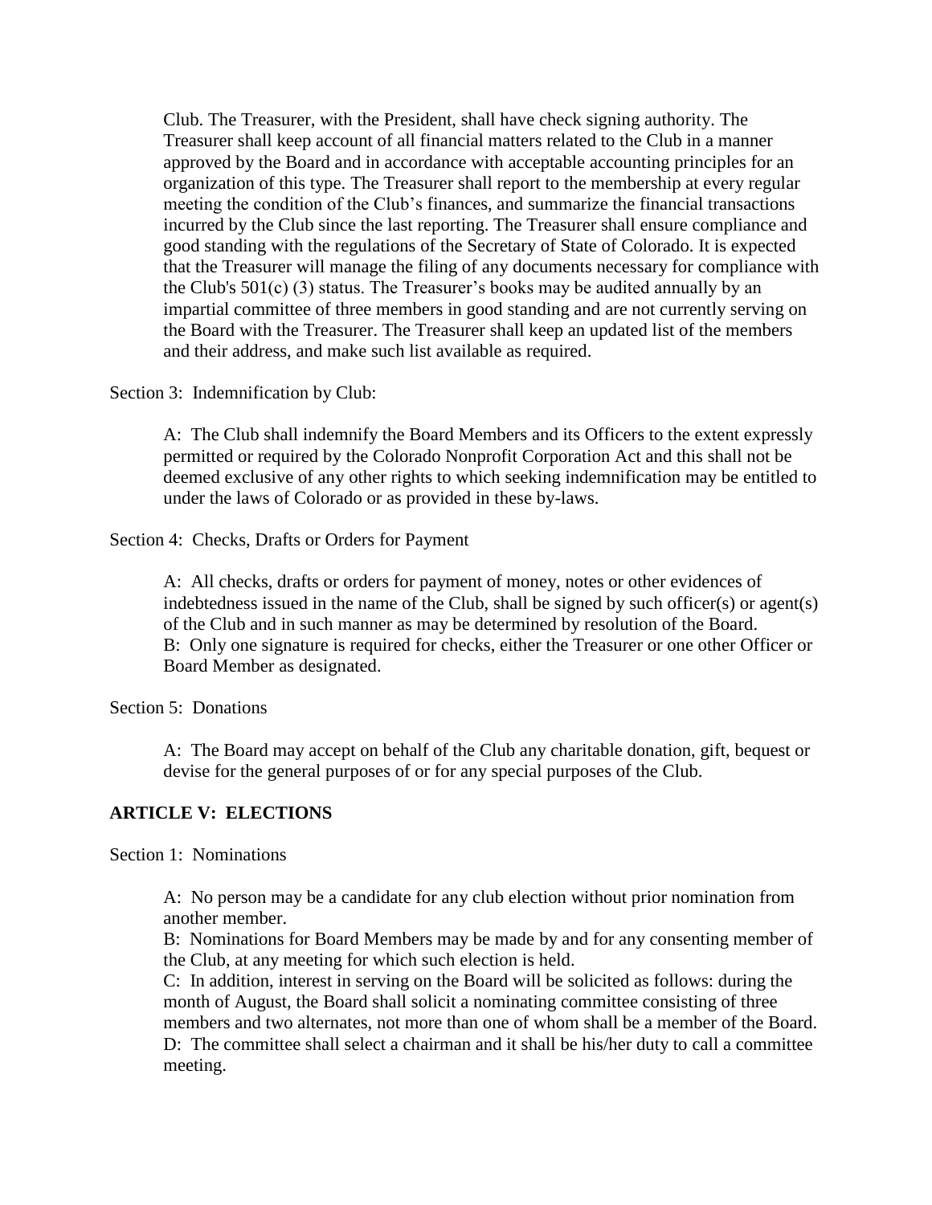Club. The Treasurer, with the President, shall have check signing authority. The Treasurer shall keep account of all financial matters related to the Club in a manner approved by the Board and in accordance with acceptable accounting principles for an organization of this type. The Treasurer shall report to the membership at every regular meeting the condition of the Club's finances, and summarize the financial transactions incurred by the Club since the last reporting. The Treasurer shall ensure compliance and good standing with the regulations of the Secretary of State of Colorado. It is expected that the Treasurer will manage the filing of any documents necessary for compliance with the Club's 501(c) (3) status. The Treasurer's books may be audited annually by an impartial committee of three members in good standing and are not currently serving on the Board with the Treasurer. The Treasurer shall keep an updated list of the members and their address, and make such list available as required.

Section 3: Indemnification by Club:

A: The Club shall indemnify the Board Members and its Officers to the extent expressly permitted or required by the Colorado Nonprofit Corporation Act and this shall not be deemed exclusive of any other rights to which seeking indemnification may be entitled to under the laws of Colorado or as provided in these by-laws.

Section 4: Checks, Drafts or Orders for Payment

A: All checks, drafts or orders for payment of money, notes or other evidences of indebtedness issued in the name of the Club, shall be signed by such officer(s) or agent(s) of the Club and in such manner as may be determined by resolution of the Board.
B: Only one signature is required for checks, either the Treasurer or one other Officer or Board Member as designated.

Section 5: Donations

A: The Board may accept on behalf of the Club any charitable donation, gift, bequest or devise for the general purposes of or for any special purposes of the Club.

## ARTICLE V: ELECTIONS

Section 1: Nominations

A: No person may be a candidate for any club election without prior nomination from another member.
B: Nominations for Board Members may be made by and for any consenting member of the Club, at any meeting for which such election is held.
C: In addition, interest in serving on the Board will be solicited as follows: during the month of August, the Board shall solicit a nominating committee consisting of three members and two alternates, not more than one of whom shall be a member of the Board.
D: The committee shall select a chairman and it shall be his/her duty to call a committee meeting.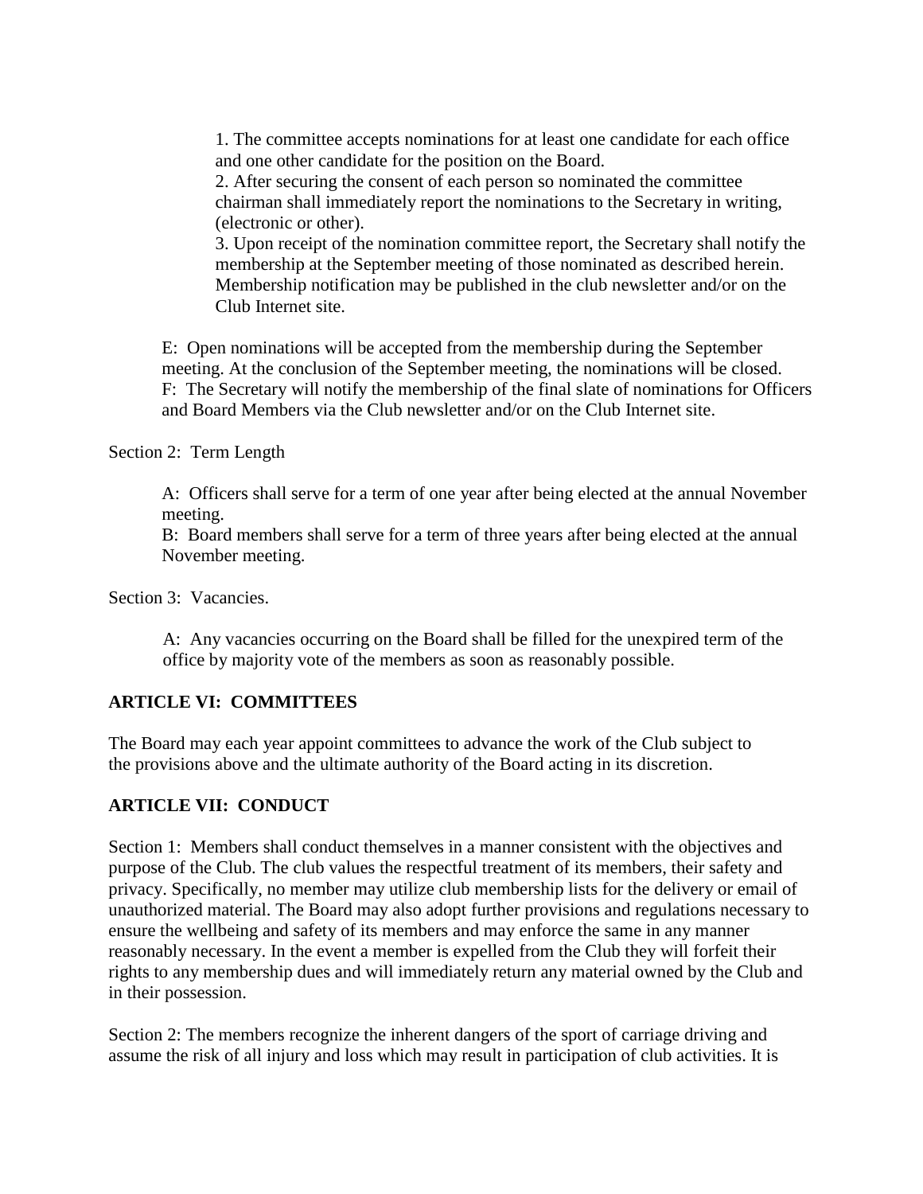1. The committee accepts nominations for at least one candidate for each office and one other candidate for the position on the Board.
2. After securing the consent of each person so nominated the committee chairman shall immediately report the nominations to the Secretary in writing, (electronic or other).
3. Upon receipt of the nomination committee report, the Secretary shall notify the membership at the September meeting of those nominated as described herein. Membership notification may be published in the club newsletter and/or on the Club Internet site.

E: Open nominations will be accepted from the membership during the September meeting. At the conclusion of the September meeting, the nominations will be closed.
F: The Secretary will notify the membership of the final slate of nominations for Officers and Board Members via the Club newsletter and/or on the Club Internet site.

Section 2: Term Length

A: Officers shall serve for a term of one year after being elected at the annual November meeting.
B: Board members shall serve for a term of three years after being elected at the annual November meeting.

Section 3: Vacancies.

A: Any vacancies occurring on the Board shall be filled for the unexpired term of the office by majority vote of the members as soon as reasonably possible.

## ARTICLE VI: COMMITTEES

The Board may each year appoint committees to advance the work of the Club subject to the provisions above and the ultimate authority of the Board acting in its discretion.

## ARTICLE VII: CONDUCT

Section 1: Members shall conduct themselves in a manner consistent with the objectives and purpose of the Club. The club values the respectful treatment of its members, their safety and privacy. Specifically, no member may utilize club membership lists for the delivery or email of unauthorized material. The Board may also adopt further provisions and regulations necessary to ensure the wellbeing and safety of its members and may enforce the same in any manner reasonably necessary. In the event a member is expelled from the Club they will forfeit their rights to any membership dues and will immediately return any material owned by the Club and in their possession.

Section 2: The members recognize the inherent dangers of the sport of carriage driving and assume the risk of all injury and loss which may result in participation of club activities. It is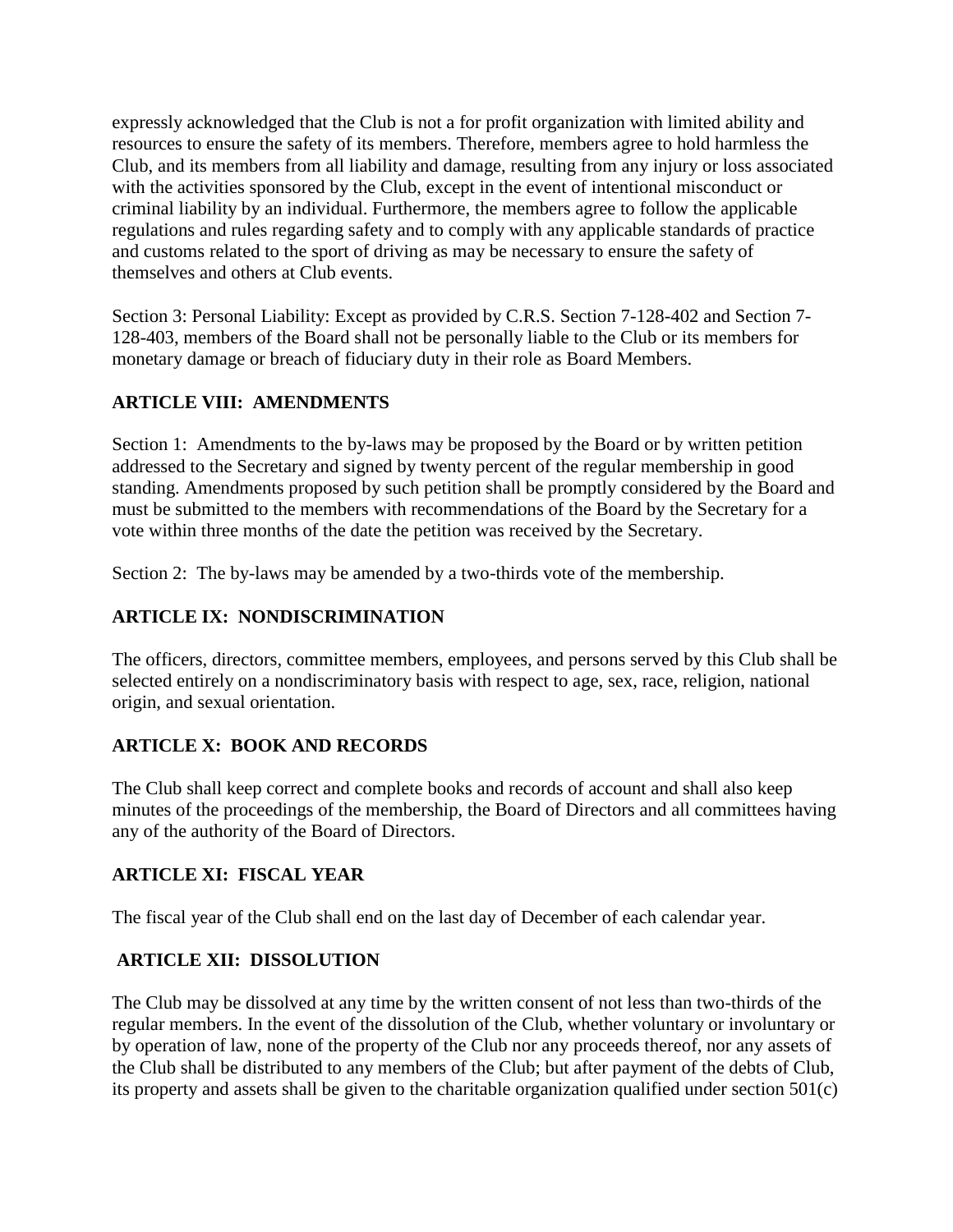expressly acknowledged that the Club is not a for profit organization with limited ability and resources to ensure the safety of its members. Therefore, members agree to hold harmless the Club, and its members from all liability and damage, resulting from any injury or loss associated with the activities sponsored by the Club, except in the event of intentional misconduct or criminal liability by an individual. Furthermore, the members agree to follow the applicable regulations and rules regarding safety and to comply with any applicable standards of practice and customs related to the sport of driving as may be necessary to ensure the safety of themselves and others at Club events.

Section 3: Personal Liability: Except as provided by C.R.S. Section 7-128-402 and Section 7-128-403, members of the Board shall not be personally liable to the Club or its members for monetary damage or breach of fiduciary duty in their role as Board Members.

## ARTICLE VIII: AMENDMENTS

Section 1: Amendments to the by-laws may be proposed by the Board or by written petition addressed to the Secretary and signed by twenty percent of the regular membership in good standing. Amendments proposed by such petition shall be promptly considered by the Board and must be submitted to the members with recommendations of the Board by the Secretary for a vote within three months of the date the petition was received by the Secretary.

Section 2: The by-laws may be amended by a two-thirds vote of the membership.

## ARTICLE IX: NONDISCRIMINATION

The officers, directors, committee members, employees, and persons served by this Club shall be selected entirely on a nondiscriminatory basis with respect to age, sex, race, religion, national origin, and sexual orientation.

## ARTICLE X: BOOK AND RECORDS

The Club shall keep correct and complete books and records of account and shall also keep minutes of the proceedings of the membership, the Board of Directors and all committees having any of the authority of the Board of Directors.

## ARTICLE XI: FISCAL YEAR

The fiscal year of the Club shall end on the last day of December of each calendar year.

## ARTICLE XII: DISSOLUTION

The Club may be dissolved at any time by the written consent of not less than two-thirds of the regular members. In the event of the dissolution of the Club, whether voluntary or involuntary or by operation of law, none of the property of the Club nor any proceeds thereof, nor any assets of the Club shall be distributed to any members of the Club; but after payment of the debts of Club, its property and assets shall be given to the charitable organization qualified under section 501(c)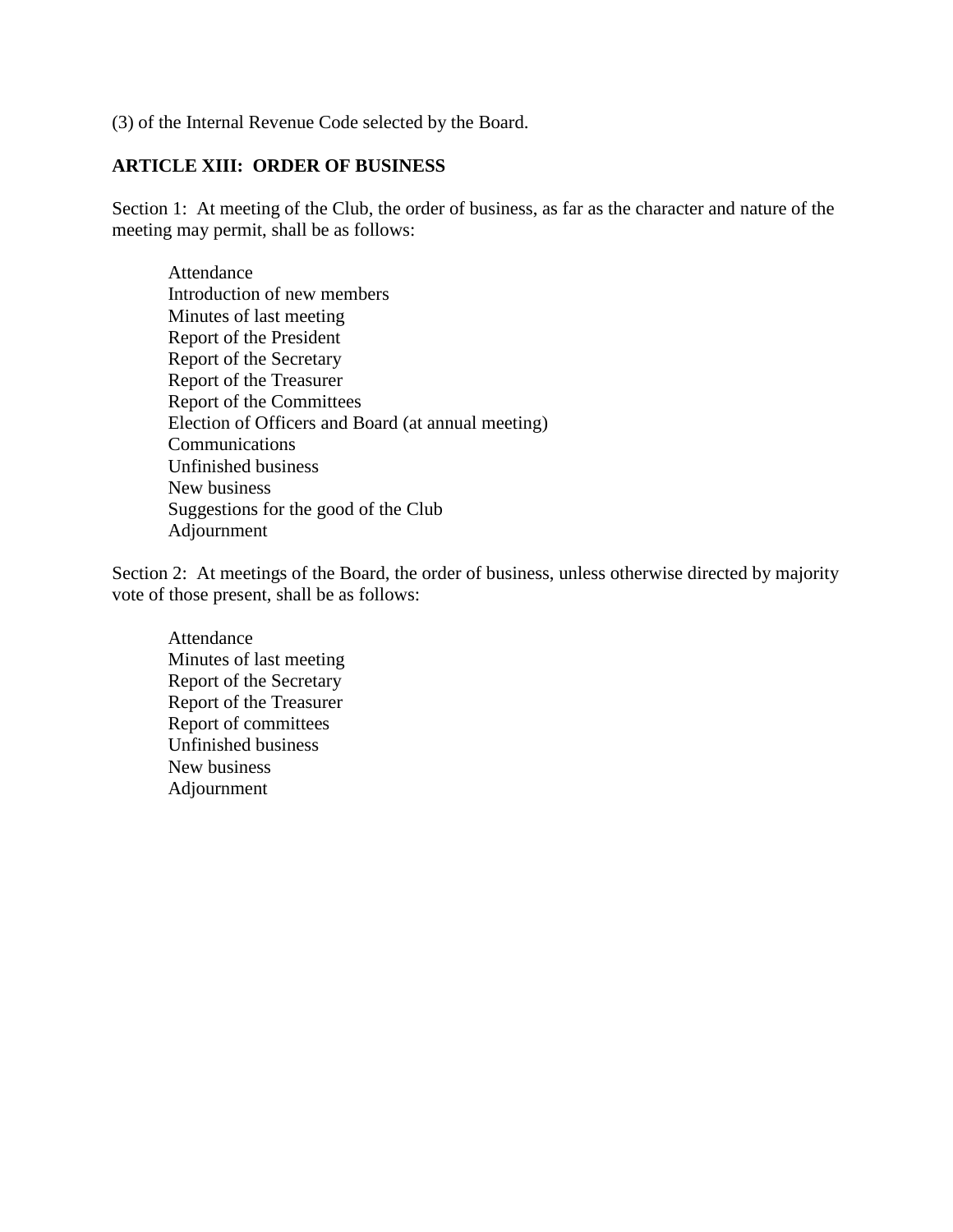(3) of the Internal Revenue Code selected by the Board.

## ARTICLE XIII: ORDER OF BUSINESS

Section 1: At meeting of the Club, the order of business, as far as the character and nature of the meeting may permit, shall be as follows:

- Attendance
- Introduction of new members
- Minutes of last meeting
- Report of the President
- Report of the Secretary
- Report of the Treasurer
- Report of the Committees
- Election of Officers and Board (at annual meeting)
- Communications
- Unfinished business
- New business
- Suggestions for the good of the Club
- Adjournment

Section 2: At meetings of the Board, the order of business, unless otherwise directed by majority vote of those present, shall be as follows:

- Attendance
- Minutes of last meeting
- Report of the Secretary
- Report of the Treasurer
- Report of committees
- Unfinished business
- New business
- Adjournment